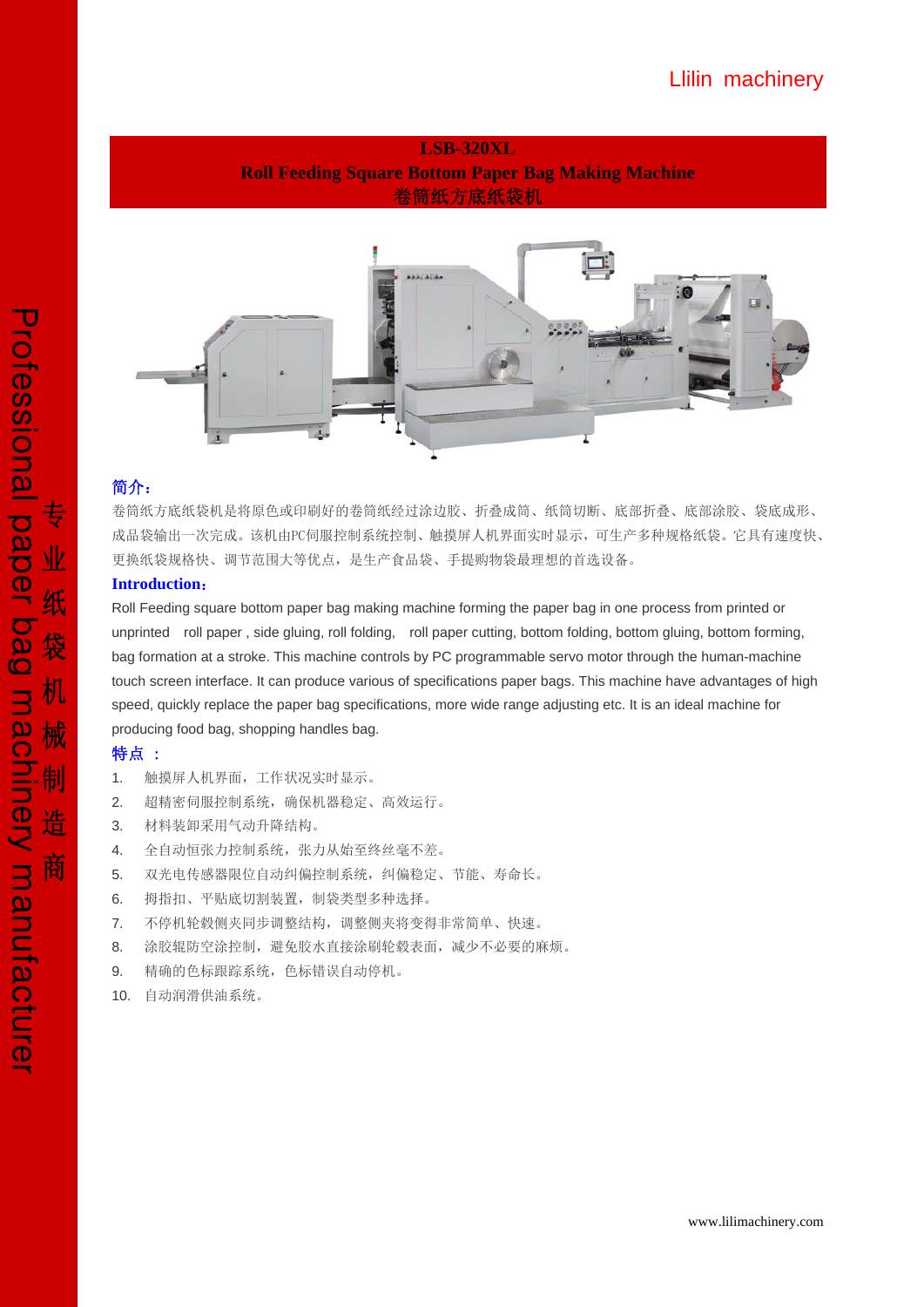Llilin machinery

# LSB-320XL
# Roll Feeding Square Bottom Paper Bag Making Machine
# 卷筒纸方底纸袋机

Professional paper bag machinery manufacturer 专业纸袋机械制造商

## 简介：

卷筒纸方底纸袋机是将原色或印刷好的卷筒纸经过涂边胶、折叠成筒、纸筒切断、底部折叠、底部涂胶、袋底成形、成品袋输出一次完成。该机由PC伺服控制系统控制、触摸屏人机界面实时显示，可生产多种规格纸袋。它具有速度快、更换纸袋规格快、调节范围大等优点，是生产食品袋、手提购物袋最理想的首选设备。

## Introduction:

Roll Feeding square bottom paper bag making machine forming the paper bag in one process from printed or unprinted roll paper , side gluing, roll folding, roll paper cutting, bottom folding, bottom gluing, bottom forming, bag formation at a stroke. This machine controls by PC programmable servo motor through the human-machine touch screen interface. It can produce various of specifications paper bags. This machine have advantages of high speed, quickly replace the paper bag specifications, more wide range adjusting etc. It is an ideal machine for producing food bag, shopping handles bag.

## 特点 ：

1. 触摸屏人机界面，工作状况实时显示。
2. 超精密伺服控制系统，确保机器稳定、高效运行。
3. 材料装卸采用气动升降结构。
4. 全自动恒张力控制系统，张力从始至终丝毫不差。
5. 双光电传感器限位自动纠偏控制系统，纠偏稳定、节能、寿命长。
6. 拇指扣、平贴底切割装置，制袋类型多种选择。
7. 不停机轮毂侧夹同步调整结构，调整侧夹将变得非常简单、快速。
8. 涂胶辊防空涂控制，避免胶水直接涂刷轮毂表面，减少不必要的麻烦。
9. 精确的色标跟踪系统，色标错误自动停机。
10. 自动润滑供油系统。

www.lilimachinery.com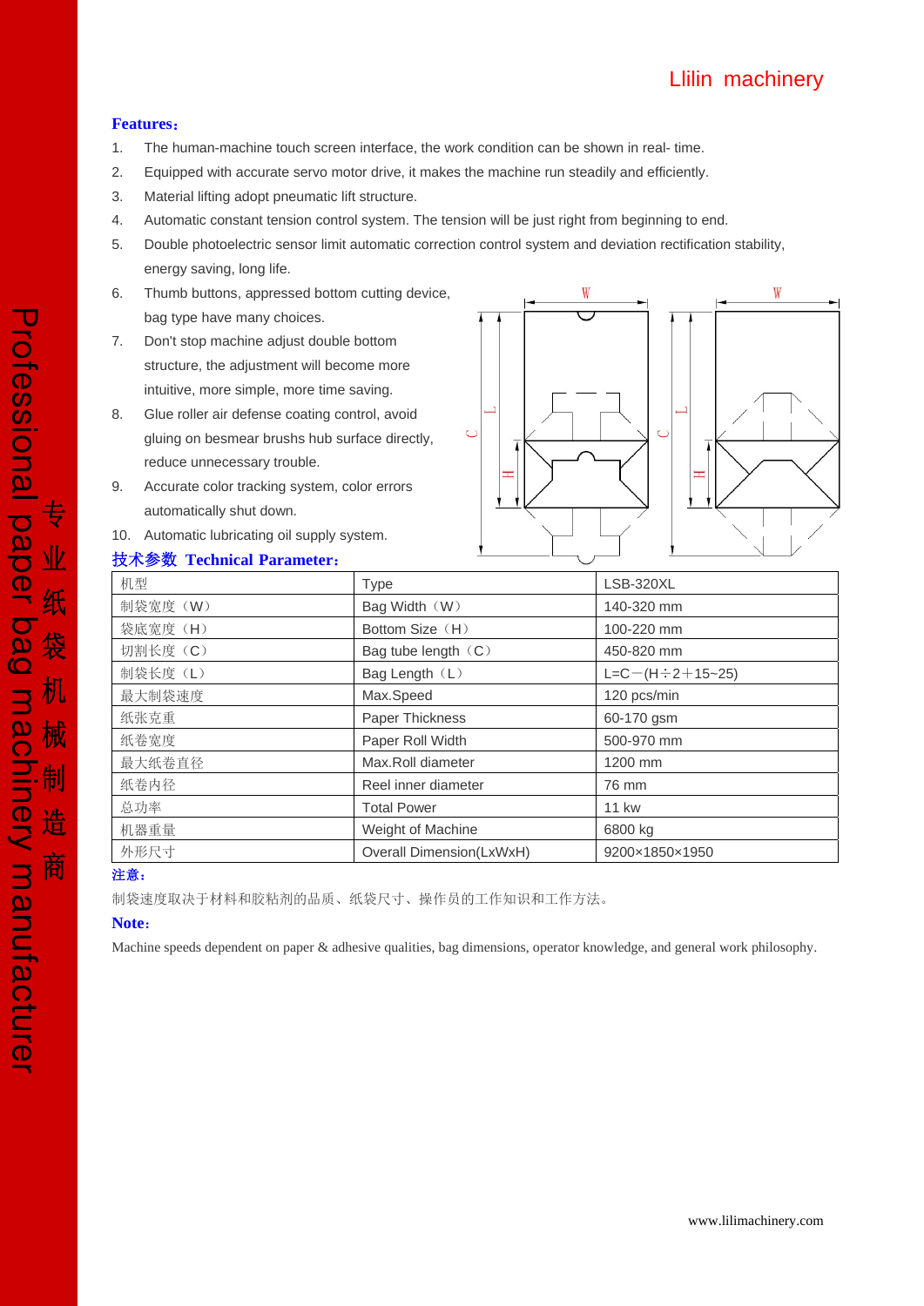Llilin machinery

**Features：**

1. The human-machine touch screen interface, the work condition can be shown in real- time.
2. Equipped with accurate servo motor drive, it makes the machine run steadily and efficiently.
3. Material lifting adopt pneumatic lift structure.
4. Automatic constant tension control system. The tension will be just right from beginning to end.
5. Double photoelectric sensor limit automatic correction control system and deviation rectification stability, energy saving, long life.
6. Thumb buttons, appressed bottom cutting device, bag type have many choices.
7. Don't stop machine adjust double bottom structure, the adjustment will become more intuitive, more simple, more time saving.
8. Glue roller air defense coating control, avoid gluing on besmear brushs hub surface directly, reduce unnecessary trouble.
9. Accurate color tracking system, color errors automatically shut down.
10. Automatic lubricating oil supply system.

W W L C H L C H

**技术参数 Technical Parameter：**

| | | |
|---|---|---|
| 机型 | Type | LSB-320XL |
| 制袋宽度（W） | Bag Width（W） | 140-320 mm |
| 袋底宽度（H） | Bottom Size（H） | 100-220 mm |
| 切割长度（C） | Bag tube length（C） | 450-820 mm |
| 制袋长度（L） | Bag Length（L） | L=C－(H÷2＋15~25) |
| 最大制袋速度 | Max.Speed | 120 pcs/min |
| 纸张克重 | Paper Thickness | 60-170 gsm |
| 纸卷宽度 | Paper Roll Width | 500-970 mm |
| 最大纸卷直径 | Max.Roll diameter | 1200 mm |
| 纸卷内径 | Reel inner diameter | 76 mm |
| 总功率 | Total Power | 11 kw |
| 机器重量 | Weight of Machine | 6800 kg |
| 外形尺寸 | Overall Dimension(LxWxH) | 9200×1850×1950 |

**注意：**

制袋速度取决于材料和胶粘剂的品质、纸袋尺寸、操作员的工作知识和工作方法。

**Note：**

Machine speeds dependent on paper & adhesive qualities, bag dimensions, operator knowledge, and general work philosophy.

Professional paper bag machinery manufacturer 专业纸袋机械制造商

www.lilimachinery.com